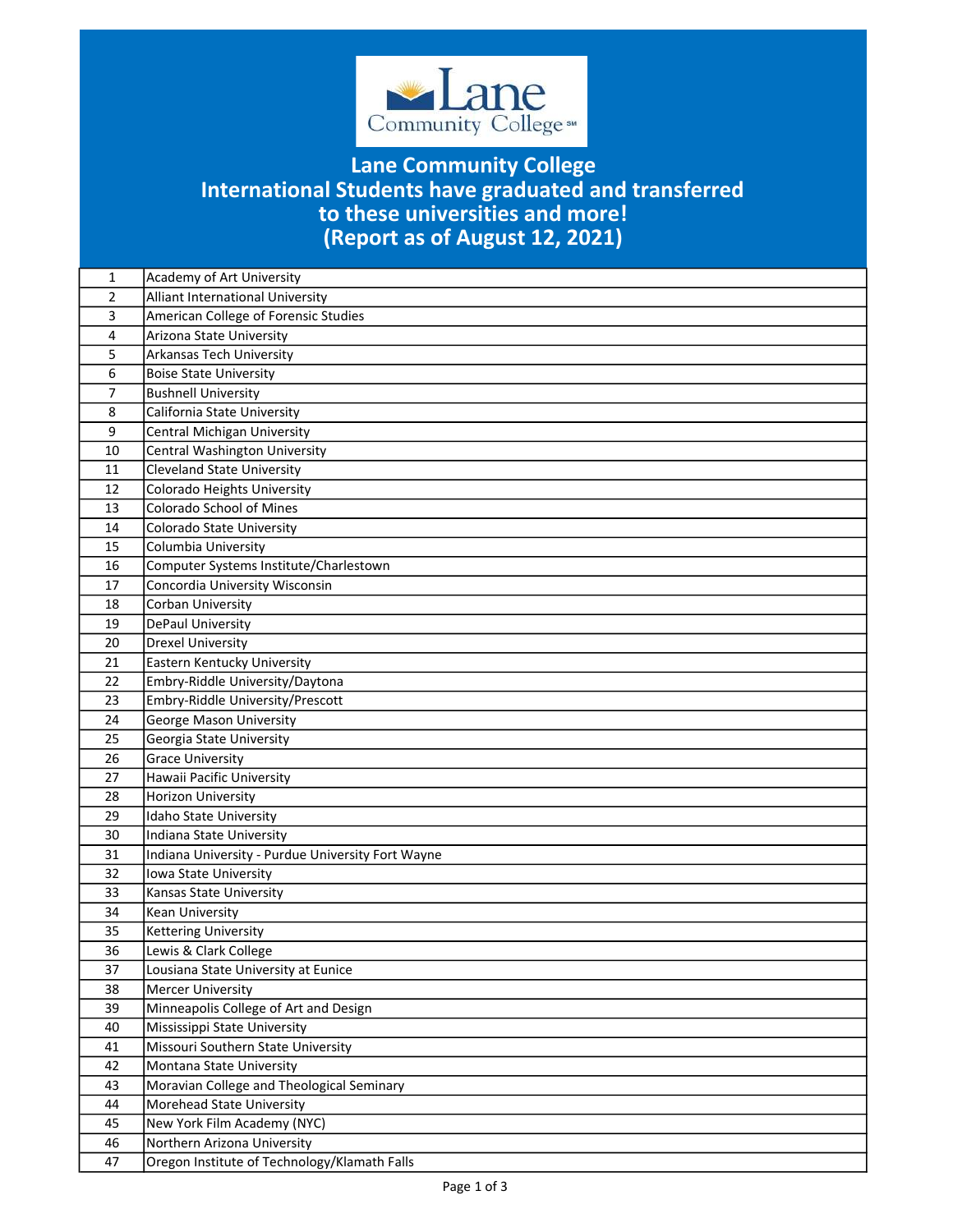# Lane Community College
# International Students have graduated and transferred to these universities and more!
# (Report as of August 12, 2021)

| | |
|---|---|
| 1 | Academy of Art University |
| 2 | Alliant International University |
| 3 | American College of Forensic Studies |
| 4 | Arizona State University |
| 5 | Arkansas Tech University |
| 6 | Boise State University |
| 7 | Bushnell University |
| 8 | California State University |
| 9 | Central Michigan University |
| 10 | Central Washington University |
| 11 | Cleveland State University |
| 12 | Colorado Heights University |
| 13 | Colorado School of Mines |
| 14 | Colorado State University |
| 15 | Columbia University |
| 16 | Computer Systems Institute/Charlestown |
| 17 | Concordia University Wisconsin |
| 18 | Corban University |
| 19 | DePaul University |
| 20 | Drexel University |
| 21 | Eastern Kentucky University |
| 22 | Embry-Riddle University/Daytona |
| 23 | Embry-Riddle University/Prescott |
| 24 | George Mason University |
| 25 | Georgia State University |
| 26 | Grace University |
| 27 | Hawaii Pacific University |
| 28 | Horizon University |
| 29 | Idaho State University |
| 30 | Indiana State University |
| 31 | Indiana University - Purdue University Fort Wayne |
| 32 | Iowa State University |
| 33 | Kansas State University |
| 34 | Kean University |
| 35 | Kettering University |
| 36 | Lewis & Clark College |
| 37 | Lousiana State University at Eunice |
| 38 | Mercer University |
| 39 | Minneapolis College of Art and Design |
| 40 | Mississippi State University |
| 41 | Missouri Southern State University |
| 42 | Montana State University |
| 43 | Moravian College and Theological Seminary |
| 44 | Morehead State University |
| 45 | New York Film Academy (NYC) |
| 46 | Northern Arizona University |
| 47 | Oregon Institute of Technology/Klamath Falls |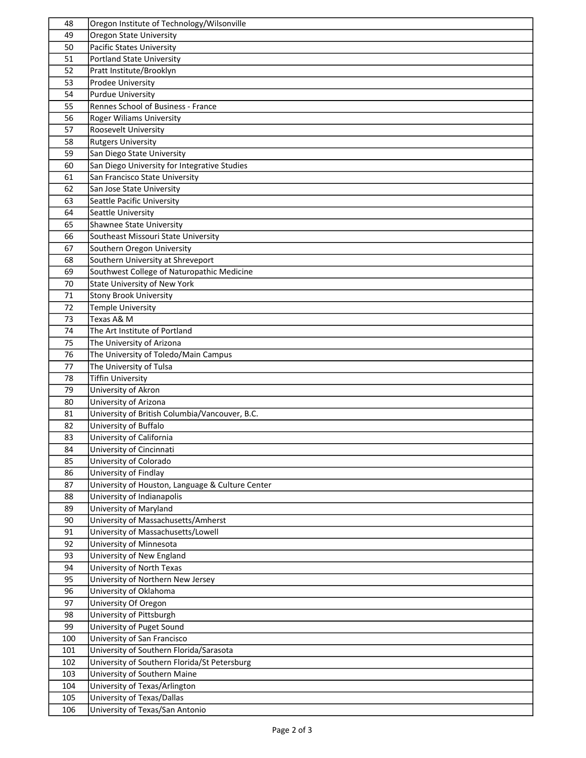| | |
|---|---|
| 48 | Oregon Institute of Technology/Wilsonville |
| 49 | Oregon State University |
| 50 | Pacific States University |
| 51 | Portland State University |
| 52 | Pratt Institute/Brooklyn |
| 53 | Prodee University |
| 54 | Purdue University |
| 55 | Rennes School of Business - France |
| 56 | Roger Wiliams University |
| 57 | Roosevelt University |
| 58 | Rutgers University |
| 59 | San Diego State University |
| 60 | San Diego University for Integrative Studies |
| 61 | San Francisco State University |
| 62 | San Jose State University |
| 63 | Seattle Pacific University |
| 64 | Seattle University |
| 65 | Shawnee State University |
| 66 | Southeast Missouri State University |
| 67 | Southern Oregon University |
| 68 | Southern University at Shreveport |
| 69 | Southwest College of Naturopathic Medicine |
| 70 | State University of New York |
| 71 | Stony Brook University |
| 72 | Temple University |
| 73 | Texas A& M |
| 74 | The Art Institute of Portland |
| 75 | The University of Arizona |
| 76 | The University of Toledo/Main Campus |
| 77 | The University of Tulsa |
| 78 | Tiffin University |
| 79 | University of Akron |
| 80 | University of Arizona |
| 81 | University of British Columbia/Vancouver, B.C. |
| 82 | University of Buffalo |
| 83 | University of California |
| 84 | University of Cincinnati |
| 85 | University of Colorado |
| 86 | University of Findlay |
| 87 | University of Houston, Language & Culture Center |
| 88 | University of Indianapolis |
| 89 | University of Maryland |
| 90 | University of Massachusetts/Amherst |
| 91 | University of Massachusetts/Lowell |
| 92 | University of Minnesota |
| 93 | University of New England |
| 94 | University of North Texas |
| 95 | University of Northern New Jersey |
| 96 | University of Oklahoma |
| 97 | University Of Oregon |
| 98 | University of Pittsburgh |
| 99 | University of Puget Sound |
| 100 | University of San Francisco |
| 101 | University of Southern Florida/Sarasota |
| 102 | University of Southern Florida/St Petersburg |
| 103 | University of Southern Maine |
| 104 | University of Texas/Arlington |
| 105 | University of Texas/Dallas |
| 106 | University of Texas/San Antonio |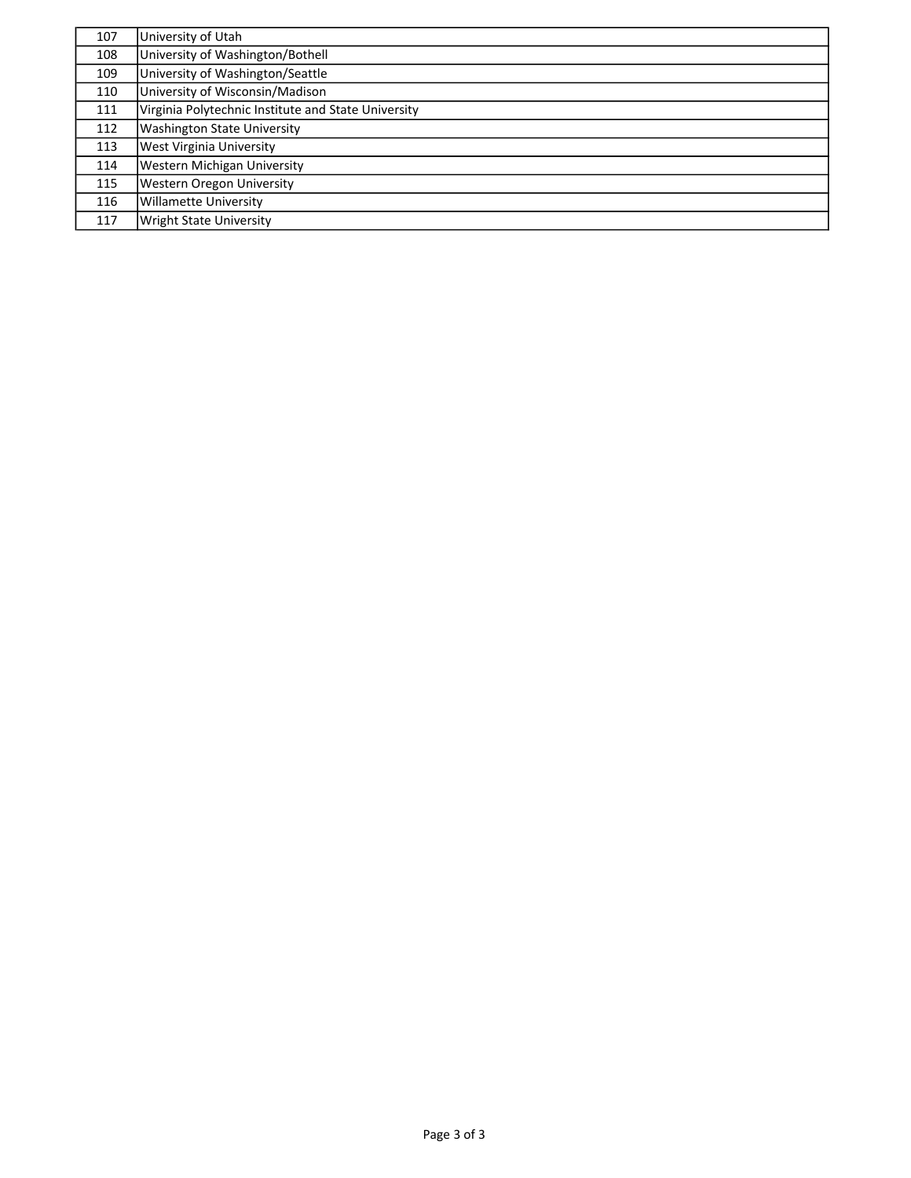| | |
|---|---|
| 107 | University of Utah |
| 108 | University of Washington/Bothell |
| 109 | University of Washington/Seattle |
| 110 | University of Wisconsin/Madison |
| 111 | Virginia Polytechnic Institute and State University |
| 112 | Washington State University |
| 113 | West Virginia University |
| 114 | Western Michigan University |
| 115 | Western Oregon University |
| 116 | Willamette University |
| 117 | Wright State University |